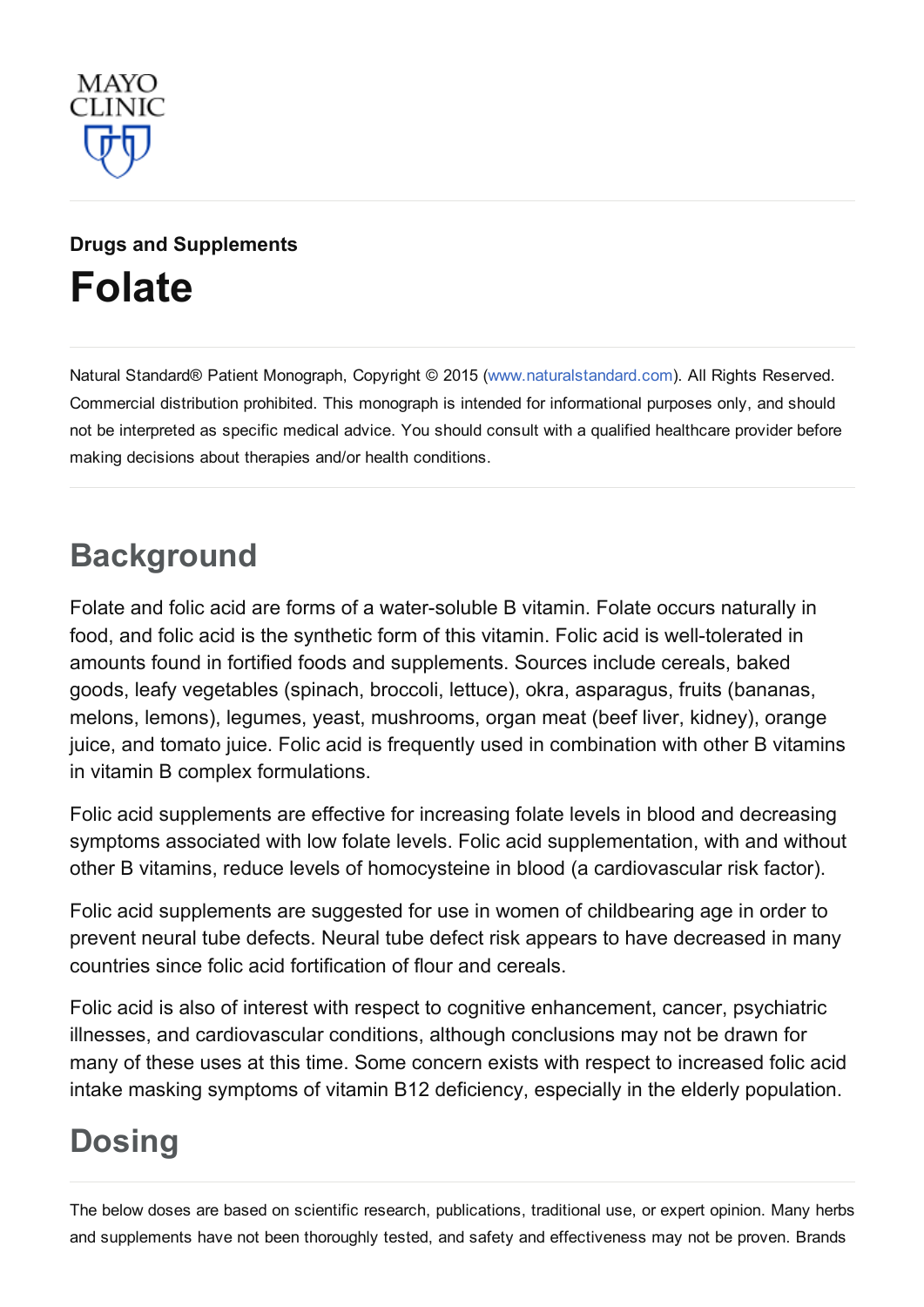MAYO CLINIC

**Drugs and Supplements**

# Folate

Natural Standard® Patient Monograph, Copyright © 2015 (www.naturalstandard.com). All Rights Reserved. Commercial distribution prohibited. This monograph is intended for informational purposes only, and should not be interpreted as specific medical advice. You should consult with a qualified healthcare provider before making decisions about therapies and/or health conditions.

## Background

Folate and folic acid are forms of a water-soluble B vitamin. Folate occurs naturally in food, and folic acid is the synthetic form of this vitamin. Folic acid is well-tolerated in amounts found in fortified foods and supplements. Sources include cereals, baked goods, leafy vegetables (spinach, broccoli, lettuce), okra, asparagus, fruits (bananas, melons, lemons), legumes, yeast, mushrooms, organ meat (beef liver, kidney), orange juice, and tomato juice. Folic acid is frequently used in combination with other B vitamins in vitamin B complex formulations.

Folic acid supplements are effective for increasing folate levels in blood and decreasing symptoms associated with low folate levels. Folic acid supplementation, with and without other B vitamins, reduce levels of homocysteine in blood (a cardiovascular risk factor).

Folic acid supplements are suggested for use in women of childbearing age in order to prevent neural tube defects. Neural tube defect risk appears to have decreased in many countries since folic acid fortification of flour and cereals.

Folic acid is also of interest with respect to cognitive enhancement, cancer, psychiatric illnesses, and cardiovascular conditions, although conclusions may not be drawn for many of these uses at this time. Some concern exists with respect to increased folic acid intake masking symptoms of vitamin B12 deficiency, especially in the elderly population.

## Dosing

The below doses are based on scientific research, publications, traditional use, or expert opinion. Many herbs and supplements have not been thoroughly tested, and safety and effectiveness may not be proven. Brands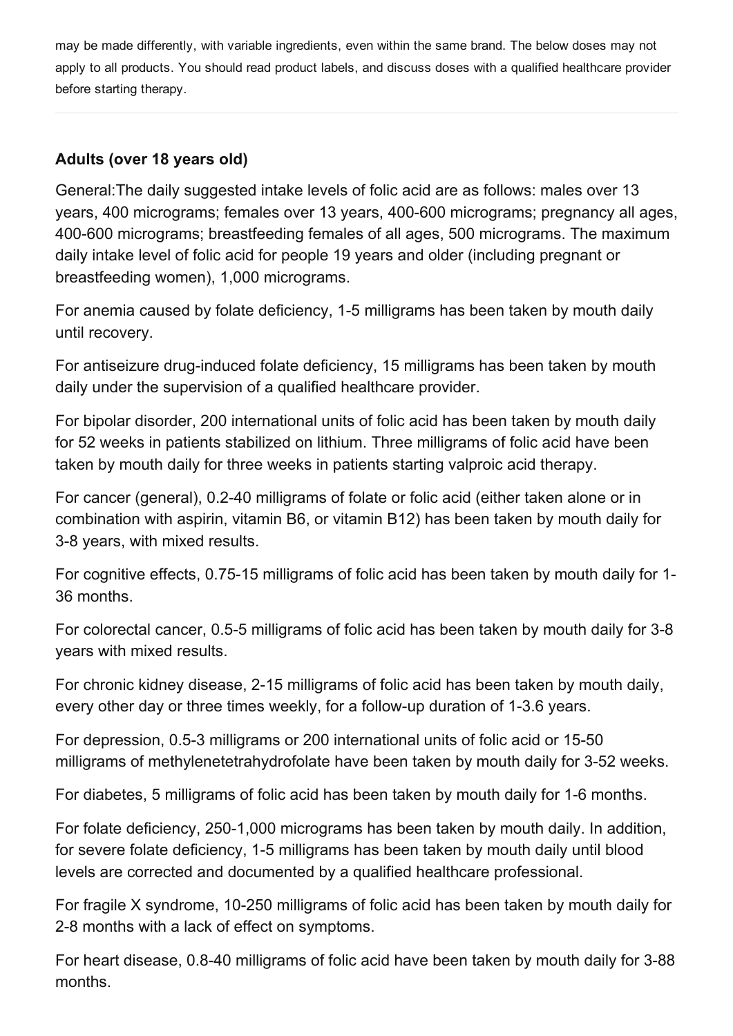may be made differently, with variable ingredients, even within the same brand. The below doses may not apply to all products. You should read product labels, and discuss doses with a qualified healthcare provider before starting therapy.

---

### Adults (over 18 years old)

General:The daily suggested intake levels of folic acid are as follows: males over 13 years, 400 micrograms; females over 13 years, 400-600 micrograms; pregnancy all ages, 400-600 micrograms; breastfeeding females of all ages, 500 micrograms. The maximum daily intake level of folic acid for people 19 years and older (including pregnant or breastfeeding women), 1,000 micrograms.

For anemia caused by folate deficiency, 1-5 milligrams has been taken by mouth daily until recovery.

For antiseizure drug-induced folate deficiency, 15 milligrams has been taken by mouth daily under the supervision of a qualified healthcare provider.

For bipolar disorder, 200 international units of folic acid has been taken by mouth daily for 52 weeks in patients stabilized on lithium. Three milligrams of folic acid have been taken by mouth daily for three weeks in patients starting valproic acid therapy.

For cancer (general), 0.2-40 milligrams of folate or folic acid (either taken alone or in combination with aspirin, vitamin B6, or vitamin B12) has been taken by mouth daily for 3-8 years, with mixed results.

For cognitive effects, 0.75-15 milligrams of folic acid has been taken by mouth daily for 1-36 months.

For colorectal cancer, 0.5-5 milligrams of folic acid has been taken by mouth daily for 3-8 years with mixed results.

For chronic kidney disease, 2-15 milligrams of folic acid has been taken by mouth daily, every other day or three times weekly, for a follow-up duration of 1-3.6 years.

For depression, 0.5-3 milligrams or 200 international units of folic acid or 15-50 milligrams of methylenetetrahydrofolate have been taken by mouth daily for 3-52 weeks.

For diabetes, 5 milligrams of folic acid has been taken by mouth daily for 1-6 months.

For folate deficiency, 250-1,000 micrograms has been taken by mouth daily. In addition, for severe folate deficiency, 1-5 milligrams has been taken by mouth daily until blood levels are corrected and documented by a qualified healthcare professional.

For fragile X syndrome, 10-250 milligrams of folic acid has been taken by mouth daily for 2-8 months with a lack of effect on symptoms.

For heart disease, 0.8-40 milligrams of folic acid have been taken by mouth daily for 3-88 months.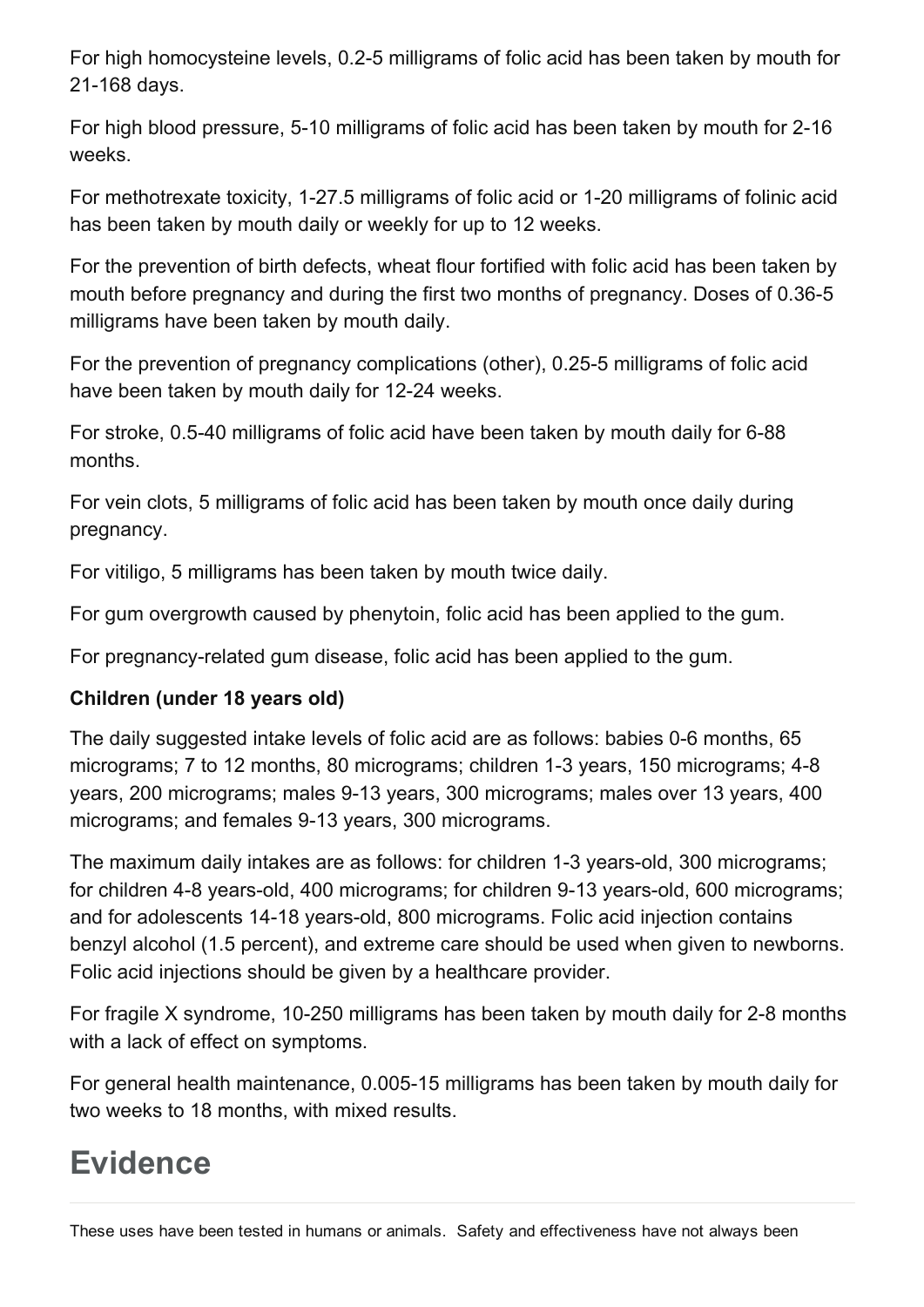For high homocysteine levels, 0.2-5 milligrams of folic acid has been taken by mouth for 21-168 days.

For high blood pressure, 5-10 milligrams of folic acid has been taken by mouth for 2-16 weeks.

For methotrexate toxicity, 1-27.5 milligrams of folic acid or 1-20 milligrams of folinic acid has been taken by mouth daily or weekly for up to 12 weeks.

For the prevention of birth defects, wheat flour fortified with folic acid has been taken by mouth before pregnancy and during the first two months of pregnancy. Doses of 0.36-5 milligrams have been taken by mouth daily.

For the prevention of pregnancy complications (other), 0.25-5 milligrams of folic acid have been taken by mouth daily for 12-24 weeks.

For stroke, 0.5-40 milligrams of folic acid have been taken by mouth daily for 6-88 months.

For vein clots, 5 milligrams of folic acid has been taken by mouth once daily during pregnancy.

For vitiligo, 5 milligrams has been taken by mouth twice daily.

For gum overgrowth caused by phenytoin, folic acid has been applied to the gum.

For pregnancy-related gum disease, folic acid has been applied to the gum.

**Children (under 18 years old)**

The daily suggested intake levels of folic acid are as follows: babies 0-6 months, 65 micrograms; 7 to 12 months, 80 micrograms; children 1-3 years, 150 micrograms; 4-8 years, 200 micrograms; males 9-13 years, 300 micrograms; males over 13 years, 400 micrograms; and females 9-13 years, 300 micrograms.

The maximum daily intakes are as follows: for children 1-3 years-old, 300 micrograms; for children 4-8 years-old, 400 micrograms; for children 9-13 years-old, 600 micrograms; and for adolescents 14-18 years-old, 800 micrograms. Folic acid injection contains benzyl alcohol (1.5 percent), and extreme care should be used when given to newborns. Folic acid injections should be given by a healthcare provider.

For fragile X syndrome, 10-250 milligrams has been taken by mouth daily for 2-8 months with a lack of effect on symptoms.

For general health maintenance, 0.005-15 milligrams has been taken by mouth daily for two weeks to 18 months, with mixed results.

# Evidence

These uses have been tested in humans or animals. Safety and effectiveness have not always been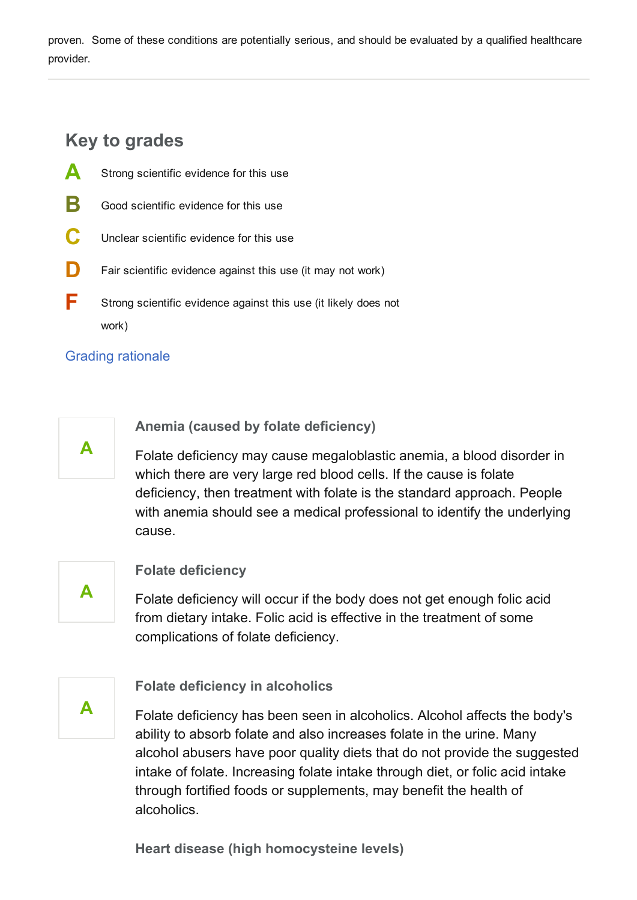proven. Some of these conditions are potentially serious, and should be evaluated by a qualified healthcare provider.

---

## Key to grades

**A** Strong scientific evidence for this use

**B** Good scientific evidence for this use

**C** Unclear scientific evidence for this use

**D** Fair scientific evidence against this use (it may not work)

**F** Strong scientific evidence against this use (it likely does not work)

Grading rationale

**A**

### Anemia (caused by folate deficiency)

Folate deficiency may cause megaloblastic anemia, a blood disorder in which there are very large red blood cells. If the cause is folate deficiency, then treatment with folate is the standard approach. People with anemia should see a medical professional to identify the underlying cause.

**A**

### Folate deficiency

Folate deficiency will occur if the body does not get enough folic acid from dietary intake. Folic acid is effective in the treatment of some complications of folate deficiency.

**A**

### Folate deficiency in alcoholics

Folate deficiency has been seen in alcoholics. Alcohol affects the body's ability to absorb folate and also increases folate in the urine. Many alcohol abusers have poor quality diets that do not provide the suggested intake of folate. Increasing folate intake through diet, or folic acid intake through fortified foods or supplements, may benefit the health of alcoholics.

### Heart disease (high homocysteine levels)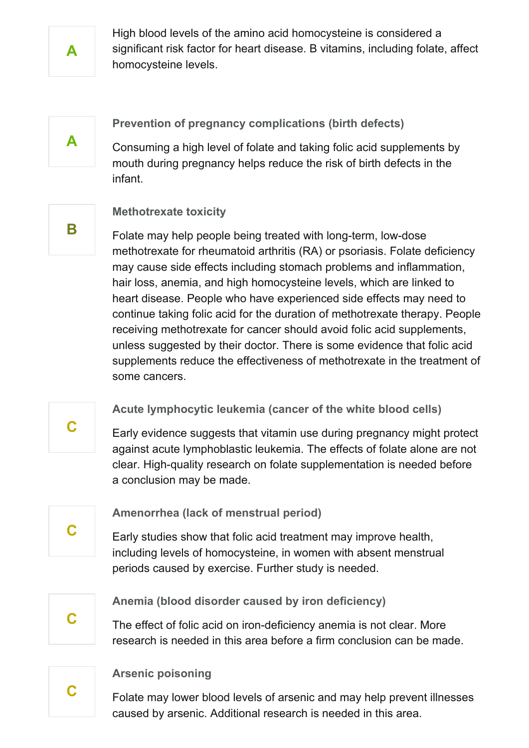**A**

High blood levels of the amino acid homocysteine is considered a significant risk factor for heart disease. B vitamins, including folate, affect homocysteine levels.

**A**

**Prevention of pregnancy complications (birth defects)**

Consuming a high level of folate and taking folic acid supplements by mouth during pregnancy helps reduce the risk of birth defects in the infant.

**B**

**Methotrexate toxicity**

Folate may help people being treated with long-term, low-dose methotrexate for rheumatoid arthritis (RA) or psoriasis. Folate deficiency may cause side effects including stomach problems and inflammation, hair loss, anemia, and high homocysteine levels, which are linked to heart disease. People who have experienced side effects may need to continue taking folic acid for the duration of methotrexate therapy. People receiving methotrexate for cancer should avoid folic acid supplements, unless suggested by their doctor. There is some evidence that folic acid supplements reduce the effectiveness of methotrexate in the treatment of some cancers.

**C**

**Acute lymphocytic leukemia (cancer of the white blood cells)**

Early evidence suggests that vitamin use during pregnancy might protect against acute lymphoblastic leukemia. The effects of folate alone are not clear. High-quality research on folate supplementation is needed before a conclusion may be made.

**C**

**Amenorrhea (lack of menstrual period)**

Early studies show that folic acid treatment may improve health, including levels of homocysteine, in women with absent menstrual periods caused by exercise. Further study is needed.

**C**

**Anemia (blood disorder caused by iron deficiency)**

The effect of folic acid on iron-deficiency anemia is not clear. More research is needed in this area before a firm conclusion can be made.

**C**

**Arsenic poisoning**

Folate may lower blood levels of arsenic and may help prevent illnesses caused by arsenic. Additional research is needed in this area.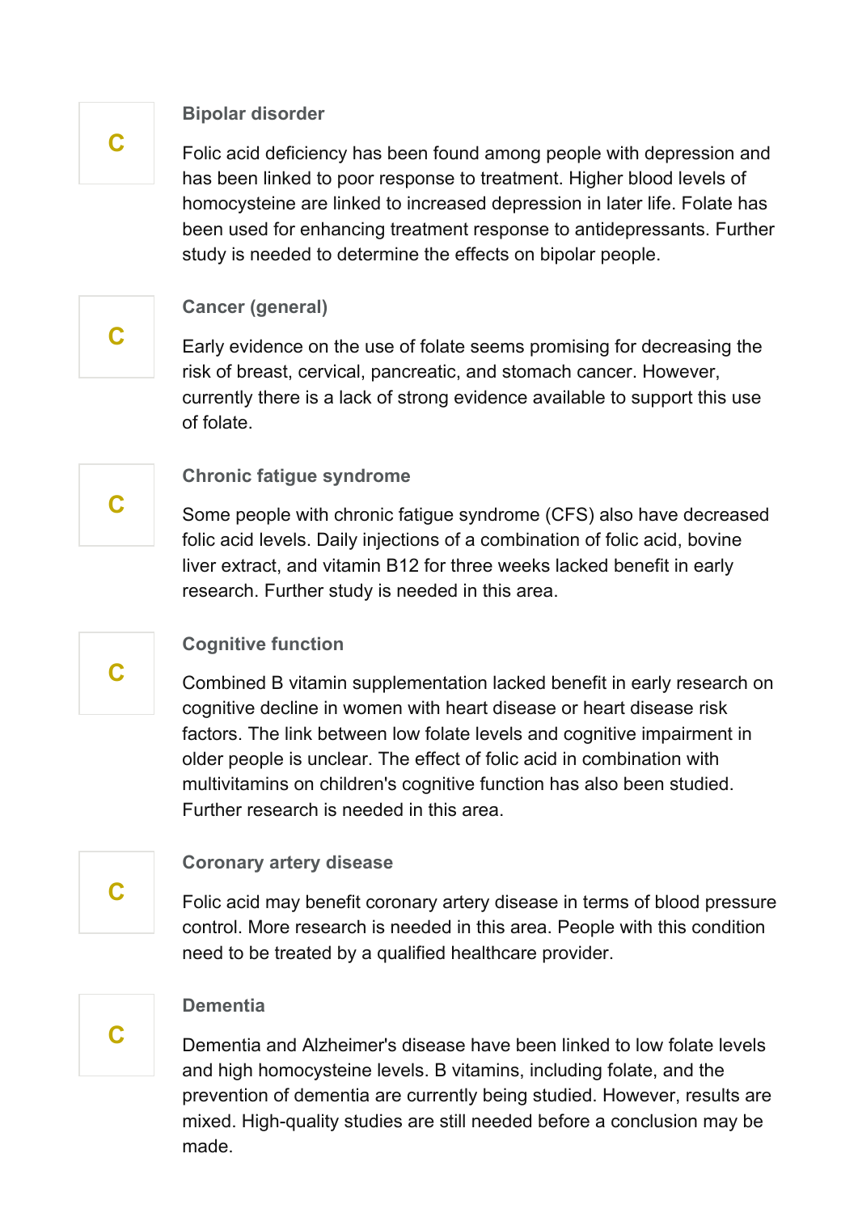C

### Bipolar disorder

Folic acid deficiency has been found among people with depression and has been linked to poor response to treatment. Higher blood levels of homocysteine are linked to increased depression in later life. Folate has been used for enhancing treatment response to antidepressants. Further study is needed to determine the effects on bipolar people.

C

### Cancer (general)

Early evidence on the use of folate seems promising for decreasing the risk of breast, cervical, pancreatic, and stomach cancer. However, currently there is a lack of strong evidence available to support this use of folate.

C

### Chronic fatigue syndrome

Some people with chronic fatigue syndrome (CFS) also have decreased folic acid levels. Daily injections of a combination of folic acid, bovine liver extract, and vitamin B12 for three weeks lacked benefit in early research. Further study is needed in this area.

C

### Cognitive function

Combined B vitamin supplementation lacked benefit in early research on cognitive decline in women with heart disease or heart disease risk factors. The link between low folate levels and cognitive impairment in older people is unclear. The effect of folic acid in combination with multivitamins on children's cognitive function has also been studied. Further research is needed in this area.

C

### Coronary artery disease

Folic acid may benefit coronary artery disease in terms of blood pressure control. More research is needed in this area. People with this condition need to be treated by a qualified healthcare provider.

C

### Dementia

Dementia and Alzheimer's disease have been linked to low folate levels and high homocysteine levels. B vitamins, including folate, and the prevention of dementia are currently being studied. However, results are mixed. High-quality studies are still needed before a conclusion may be made.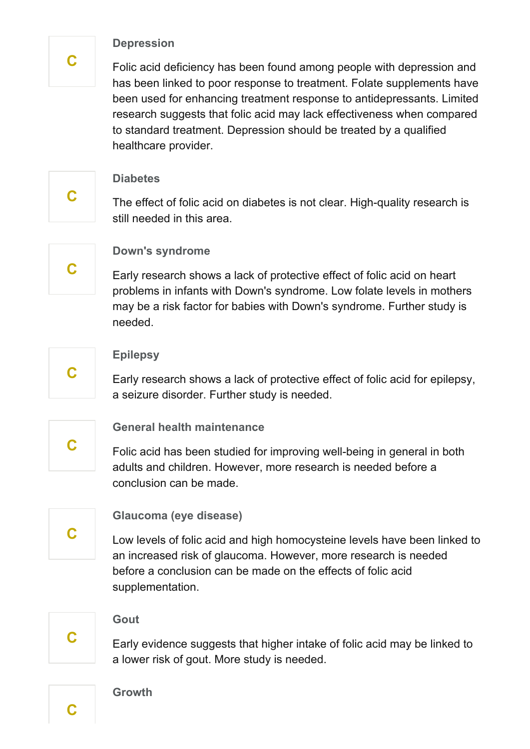C

### Depression

Folic acid deficiency has been found among people with depression and has been linked to poor response to treatment. Folate supplements have been used for enhancing treatment response to antidepressants. Limited research suggests that folic acid may lack effectiveness when compared to standard treatment. Depression should be treated by a qualified healthcare provider.

C

### Diabetes

The effect of folic acid on diabetes is not clear. High-quality research is still needed in this area.

C

### Down's syndrome

Early research shows a lack of protective effect of folic acid on heart problems in infants with Down's syndrome. Low folate levels in mothers may be a risk factor for babies with Down's syndrome. Further study is needed.

C

### Epilepsy

Early research shows a lack of protective effect of folic acid for epilepsy, a seizure disorder. Further study is needed.

C

### General health maintenance

Folic acid has been studied for improving well-being in general in both adults and children. However, more research is needed before a conclusion can be made.

C

### Glaucoma (eye disease)

Low levels of folic acid and high homocysteine levels have been linked to an increased risk of glaucoma. However, more research is needed before a conclusion can be made on the effects of folic acid supplementation.

C

### Gout

Early evidence suggests that higher intake of folic acid may be linked to a lower risk of gout. More study is needed.

C

### Growth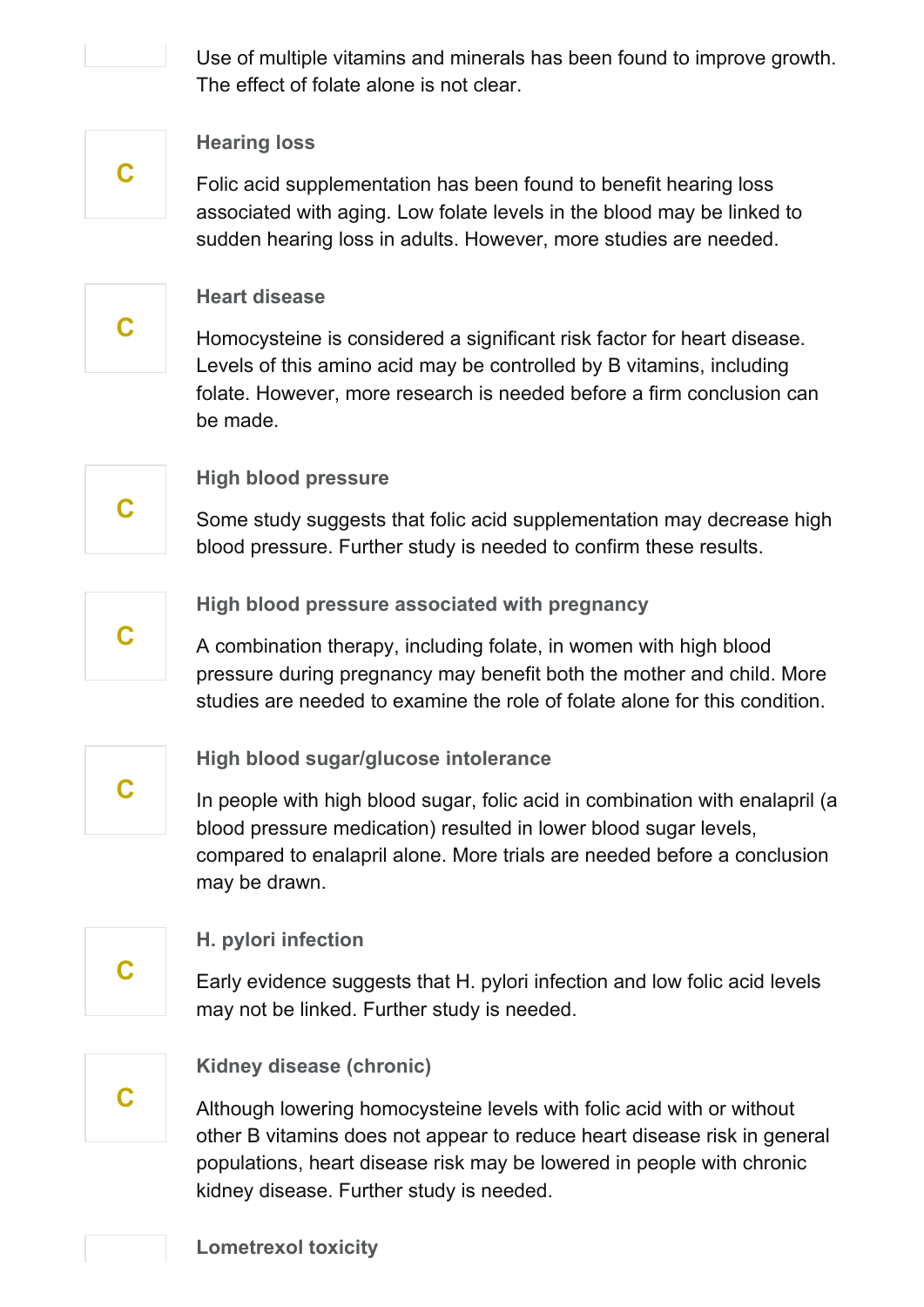Use of multiple vitamins and minerals has been found to improve growth. The effect of folate alone is not clear.

C

### Hearing loss

Folic acid supplementation has been found to benefit hearing loss associated with aging. Low folate levels in the blood may be linked to sudden hearing loss in adults. However, more studies are needed.

C

### Heart disease

Homocysteine is considered a significant risk factor for heart disease. Levels of this amino acid may be controlled by B vitamins, including folate. However, more research is needed before a firm conclusion can be made.

C

### High blood pressure

Some study suggests that folic acid supplementation may decrease high blood pressure. Further study is needed to confirm these results.

C

### High blood pressure associated with pregnancy

A combination therapy, including folate, in women with high blood pressure during pregnancy may benefit both the mother and child. More studies are needed to examine the role of folate alone for this condition.

C

### High blood sugar/glucose intolerance

In people with high blood sugar, folic acid in combination with enalapril (a blood pressure medication) resulted in lower blood sugar levels, compared to enalapril alone. More trials are needed before a conclusion may be drawn.

C

### H. pylori infection

Early evidence suggests that H. pylori infection and low folic acid levels may not be linked. Further study is needed.

C

### Kidney disease (chronic)

Although lowering homocysteine levels with folic acid with or without other B vitamins does not appear to reduce heart disease risk in general populations, heart disease risk may be lowered in people with chronic kidney disease. Further study is needed.

### Lometrexol toxicity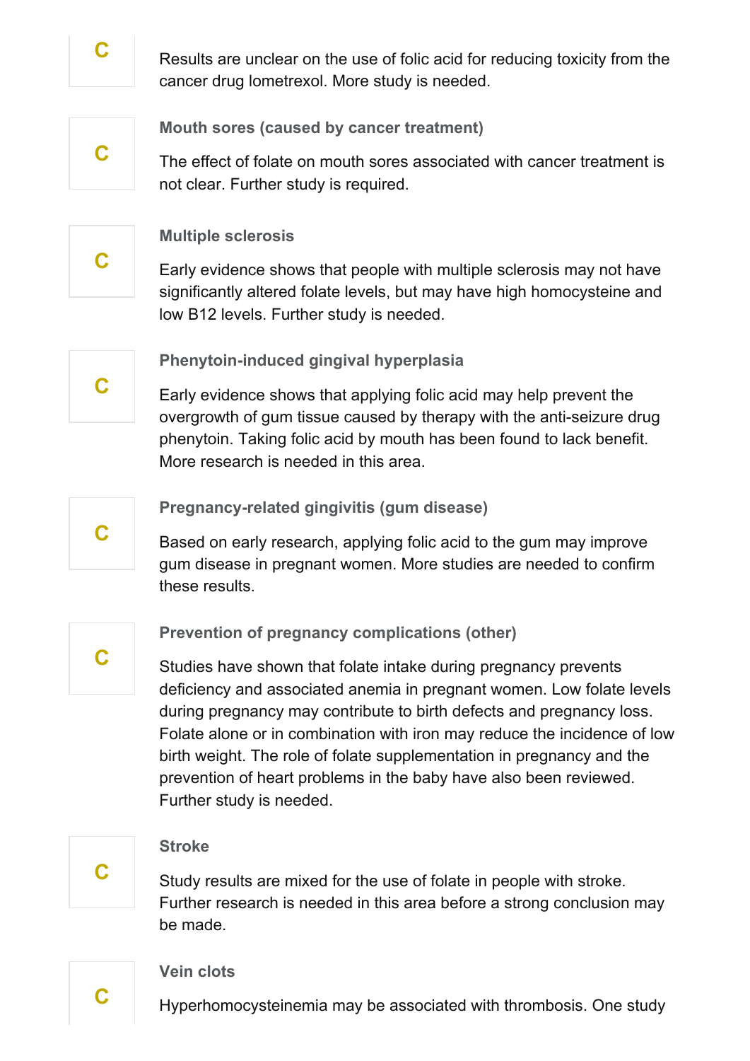C

Results are unclear on the use of folic acid for reducing toxicity from the cancer drug lometrexol. More study is needed.

C

**Mouth sores (caused by cancer treatment)**

The effect of folate on mouth sores associated with cancer treatment is not clear. Further study is required.

C

**Multiple sclerosis**

Early evidence shows that people with multiple sclerosis may not have significantly altered folate levels, but may have high homocysteine and low B12 levels. Further study is needed.

C

**Phenytoin-induced gingival hyperplasia**

Early evidence shows that applying folic acid may help prevent the overgrowth of gum tissue caused by therapy with the anti-seizure drug phenytoin. Taking folic acid by mouth has been found to lack benefit. More research is needed in this area.

C

**Pregnancy-related gingivitis (gum disease)**

Based on early research, applying folic acid to the gum may improve gum disease in pregnant women. More studies are needed to confirm these results.

C

**Prevention of pregnancy complications (other)**

Studies have shown that folate intake during pregnancy prevents deficiency and associated anemia in pregnant women. Low folate levels during pregnancy may contribute to birth defects and pregnancy loss. Folate alone or in combination with iron may reduce the incidence of low birth weight. The role of folate supplementation in pregnancy and the prevention of heart problems in the baby have also been reviewed. Further study is needed.

C

**Stroke**

Study results are mixed for the use of folate in people with stroke. Further research is needed in this area before a strong conclusion may be made.

C

**Vein clots**

Hyperhomocysteinemia may be associated with thrombosis. One study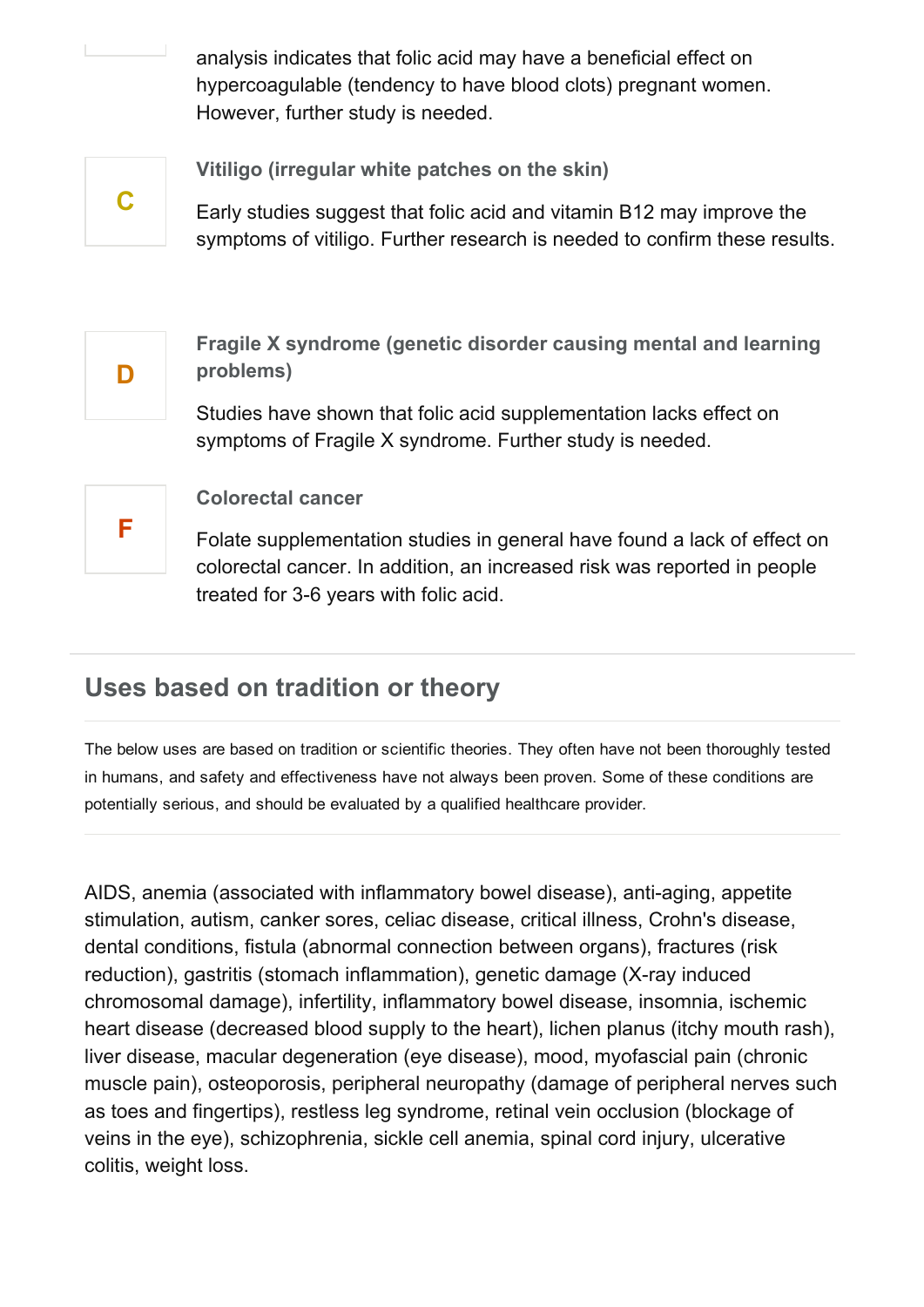analysis indicates that folic acid may have a beneficial effect on hypercoagulable (tendency to have blood clots) pregnant women. However, further study is needed.

**C**

### Vitiligo (irregular white patches on the skin)

Early studies suggest that folic acid and vitamin B12 may improve the symptoms of vitiligo. Further research is needed to confirm these results.

**D**

### Fragile X syndrome (genetic disorder causing mental and learning problems)

Studies have shown that folic acid supplementation lacks effect on symptoms of Fragile X syndrome. Further study is needed.

**F**

### Colorectal cancer

Folate supplementation studies in general have found a lack of effect on colorectal cancer. In addition, an increased risk was reported in people treated for 3-6 years with folic acid.

## Uses based on tradition or theory

The below uses are based on tradition or scientific theories. They often have not been thoroughly tested in humans, and safety and effectiveness have not always been proven. Some of these conditions are potentially serious, and should be evaluated by a qualified healthcare provider.

AIDS, anemia (associated with inflammatory bowel disease), anti-aging, appetite stimulation, autism, canker sores, celiac disease, critical illness, Crohn's disease, dental conditions, fistula (abnormal connection between organs), fractures (risk reduction), gastritis (stomach inflammation), genetic damage (X-ray induced chromosomal damage), infertility, inflammatory bowel disease, insomnia, ischemic heart disease (decreased blood supply to the heart), lichen planus (itchy mouth rash), liver disease, macular degeneration (eye disease), mood, myofascial pain (chronic muscle pain), osteoporosis, peripheral neuropathy (damage of peripheral nerves such as toes and fingertips), restless leg syndrome, retinal vein occlusion (blockage of veins in the eye), schizophrenia, sickle cell anemia, spinal cord injury, ulcerative colitis, weight loss.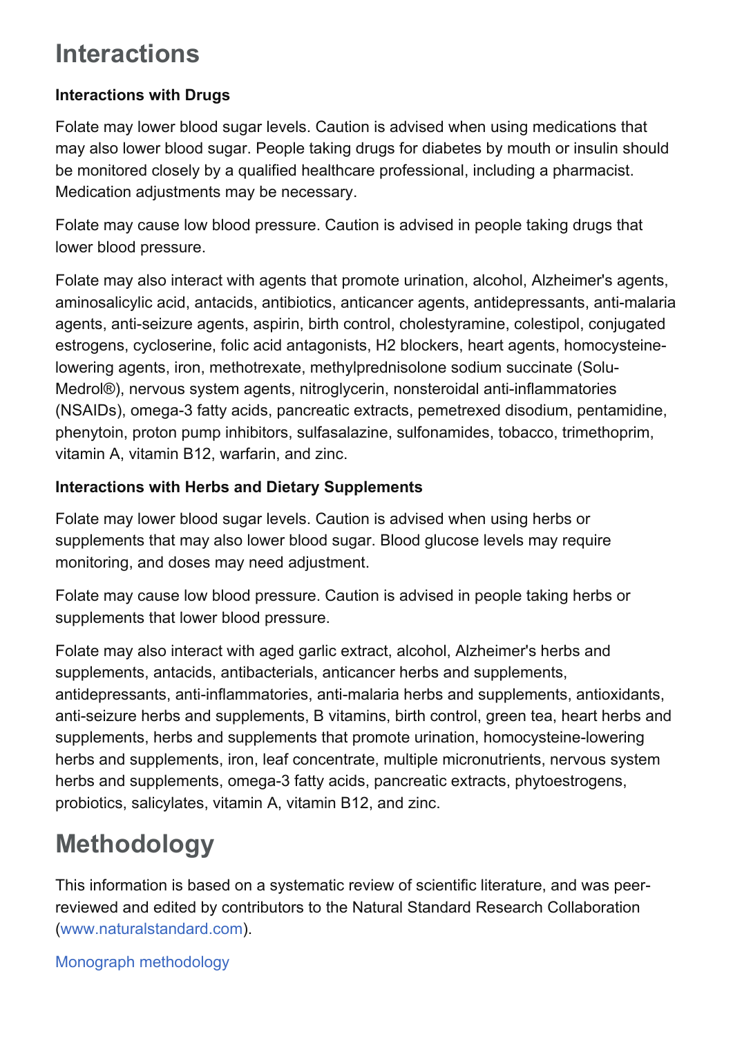# Interactions

### Interactions with Drugs

Folate may lower blood sugar levels. Caution is advised when using medications that may also lower blood sugar. People taking drugs for diabetes by mouth or insulin should be monitored closely by a qualified healthcare professional, including a pharmacist. Medication adjustments may be necessary.

Folate may cause low blood pressure. Caution is advised in people taking drugs that lower blood pressure.

Folate may also interact with agents that promote urination, alcohol, Alzheimer's agents, aminosalicylic acid, antacids, antibiotics, anticancer agents, antidepressants, anti-malaria agents, anti-seizure agents, aspirin, birth control, cholestyramine, colestipol, conjugated estrogens, cycloserine, folic acid antagonists, H2 blockers, heart agents, homocysteine-lowering agents, iron, methotrexate, methylprednisolone sodium succinate (Solu-Medrol®), nervous system agents, nitroglycerin, nonsteroidal anti-inflammatories (NSAIDs), omega-3 fatty acids, pancreatic extracts, pemetrexed disodium, pentamidine, phenytoin, proton pump inhibitors, sulfasalazine, sulfonamides, tobacco, trimethoprim, vitamin A, vitamin B12, warfarin, and zinc.

### Interactions with Herbs and Dietary Supplements

Folate may lower blood sugar levels. Caution is advised when using herbs or supplements that may also lower blood sugar. Blood glucose levels may require monitoring, and doses may need adjustment.

Folate may cause low blood pressure. Caution is advised in people taking herbs or supplements that lower blood pressure.

Folate may also interact with aged garlic extract, alcohol, Alzheimer's herbs and supplements, antacids, antibacterials, anticancer herbs and supplements, antidepressants, anti-inflammatories, anti-malaria herbs and supplements, antioxidants, anti-seizure herbs and supplements, B vitamins, birth control, green tea, heart herbs and supplements, herbs and supplements that promote urination, homocysteine-lowering herbs and supplements, iron, leaf concentrate, multiple micronutrients, nervous system herbs and supplements, omega-3 fatty acids, pancreatic extracts, phytoestrogens, probiotics, salicylates, vitamin A, vitamin B12, and zinc.

# Methodology

This information is based on a systematic review of scientific literature, and was peer-reviewed and edited by contributors to the Natural Standard Research Collaboration (www.naturalstandard.com).

Monograph methodology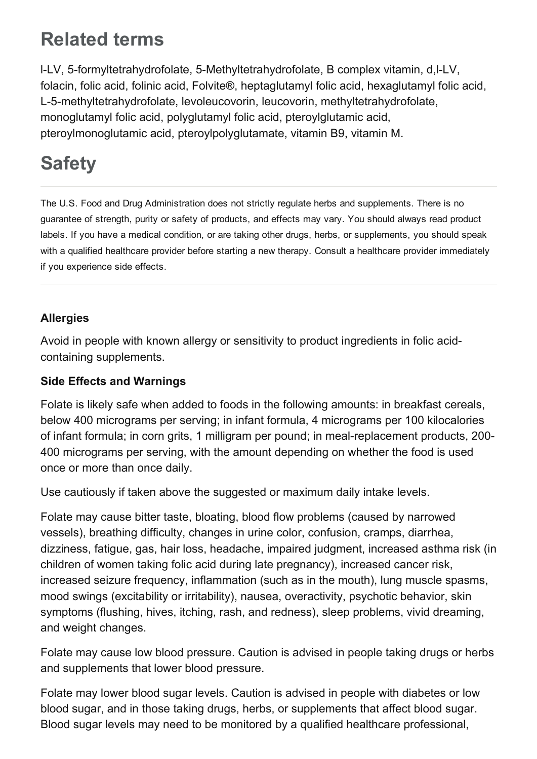## Related terms

l-LV, 5-formyltetrahydrofolate, 5-Methyltetrahydrofolate, B complex vitamin, d,l-LV, folacin, folic acid, folinic acid, Folvite®, heptaglutamyl folic acid, hexaglutamyl folic acid, L-5-methyltetrahydrofolate, levoleucovorin, leucovorin, methyltetrahydrofolate, monoglutamyl folic acid, polyglutamyl folic acid, pteroylglutamic acid, pteroylmonoglutamic acid, pteroylpolyglutamate, vitamin B9, vitamin M.

## Safety

The U.S. Food and Drug Administration does not strictly regulate herbs and supplements. There is no guarantee of strength, purity or safety of products, and effects may vary. You should always read product labels. If you have a medical condition, or are taking other drugs, herbs, or supplements, you should speak with a qualified healthcare provider before starting a new therapy. Consult a healthcare provider immediately if you experience side effects.

**Allergies**

Avoid in people with known allergy or sensitivity to product ingredients in folic acid-containing supplements.

**Side Effects and Warnings**

Folate is likely safe when added to foods in the following amounts: in breakfast cereals, below 400 micrograms per serving; in infant formula, 4 micrograms per 100 kilocalories of infant formula; in corn grits, 1 milligram per pound; in meal-replacement products, 200-400 micrograms per serving, with the amount depending on whether the food is used once or more than once daily.

Use cautiously if taken above the suggested or maximum daily intake levels.

Folate may cause bitter taste, bloating, blood flow problems (caused by narrowed vessels), breathing difficulty, changes in urine color, confusion, cramps, diarrhea, dizziness, fatigue, gas, hair loss, headache, impaired judgment, increased asthma risk (in children of women taking folic acid during late pregnancy), increased cancer risk, increased seizure frequency, inflammation (such as in the mouth), lung muscle spasms, mood swings (excitability or irritability), nausea, overactivity, psychotic behavior, skin symptoms (flushing, hives, itching, rash, and redness), sleep problems, vivid dreaming, and weight changes.

Folate may cause low blood pressure. Caution is advised in people taking drugs or herbs and supplements that lower blood pressure.

Folate may lower blood sugar levels. Caution is advised in people with diabetes or low blood sugar, and in those taking drugs, herbs, or supplements that affect blood sugar. Blood sugar levels may need to be monitored by a qualified healthcare professional,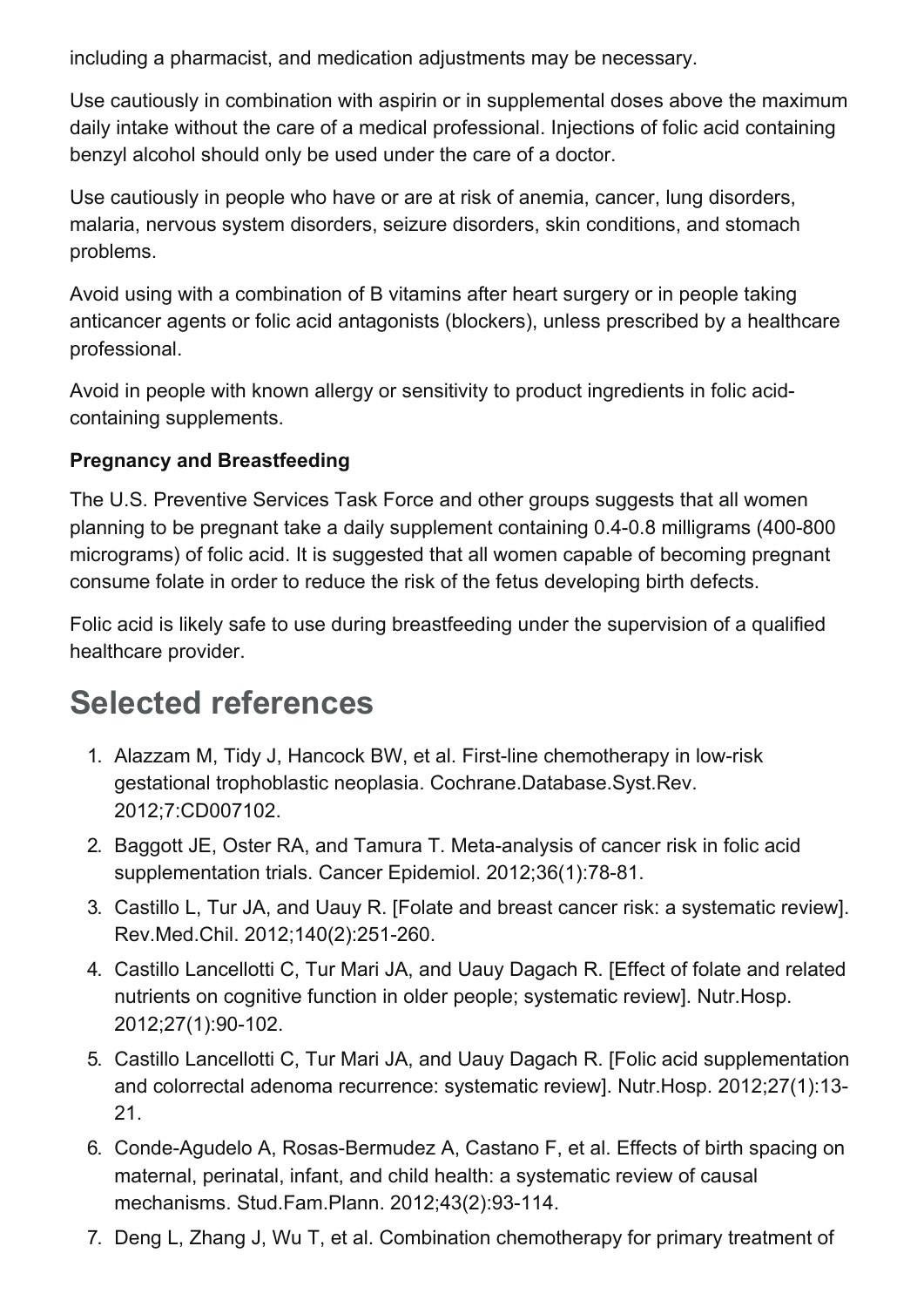including a pharmacist, and medication adjustments may be necessary.

Use cautiously in combination with aspirin or in supplemental doses above the maximum daily intake without the care of a medical professional. Injections of folic acid containing benzyl alcohol should only be used under the care of a doctor.

Use cautiously in people who have or are at risk of anemia, cancer, lung disorders, malaria, nervous system disorders, seizure disorders, skin conditions, and stomach problems.

Avoid using with a combination of B vitamins after heart surgery or in people taking anticancer agents or folic acid antagonists (blockers), unless prescribed by a healthcare professional.

Avoid in people with known allergy or sensitivity to product ingredients in folic acid-containing supplements.

**Pregnancy and Breastfeeding**

The U.S. Preventive Services Task Force and other groups suggests that all women planning to be pregnant take a daily supplement containing 0.4-0.8 milligrams (400-800 micrograms) of folic acid. It is suggested that all women capable of becoming pregnant consume folate in order to reduce the risk of the fetus developing birth defects.

Folic acid is likely safe to use during breastfeeding under the supervision of a qualified healthcare provider.

# Selected references

1. Alazzam M, Tidy J, Hancock BW, et al. First-line chemotherapy in low-risk gestational trophoblastic neoplasia. Cochrane.Database.Syst.Rev. 2012;7:CD007102.
2. Baggott JE, Oster RA, and Tamura T. Meta-analysis of cancer risk in folic acid supplementation trials. Cancer Epidemiol. 2012;36(1):78-81.
3. Castillo L, Tur JA, and Uauy R. [Folate and breast cancer risk: a systematic review]. Rev.Med.Chil. 2012;140(2):251-260.
4. Castillo Lancellotti C, Tur Mari JA, and Uauy Dagach R. [Effect of folate and related nutrients on cognitive function in older people; systematic review]. Nutr.Hosp. 2012;27(1):90-102.
5. Castillo Lancellotti C, Tur Mari JA, and Uauy Dagach R. [Folic acid supplementation and colorrectal adenoma recurrence: systematic review]. Nutr.Hosp. 2012;27(1):13-21.
6. Conde-Agudelo A, Rosas-Bermudez A, Castano F, et al. Effects of birth spacing on maternal, perinatal, infant, and child health: a systematic review of causal mechanisms. Stud.Fam.Plann. 2012;43(2):93-114.
7. Deng L, Zhang J, Wu T, et al. Combination chemotherapy for primary treatment of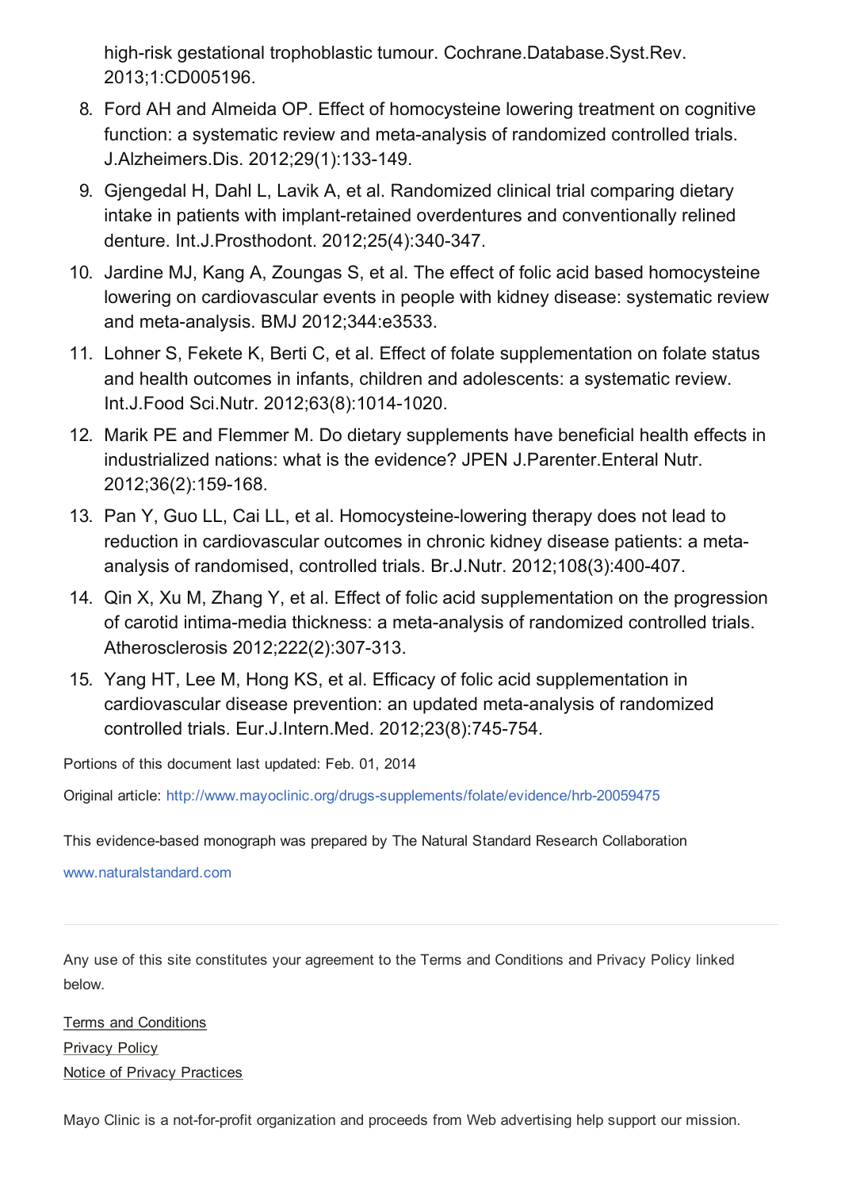high-risk gestational trophoblastic tumour. Cochrane.Database.Syst.Rev. 2013;1:CD005196.

8. Ford AH and Almeida OP. Effect of homocysteine lowering treatment on cognitive function: a systematic review and meta-analysis of randomized controlled trials. J.Alzheimers.Dis. 2012;29(1):133-149.
9. Gjengedal H, Dahl L, Lavik A, et al. Randomized clinical trial comparing dietary intake in patients with implant-retained overdentures and conventionally relined denture. Int.J.Prosthodont. 2012;25(4):340-347.
10. Jardine MJ, Kang A, Zoungas S, et al. The effect of folic acid based homocysteine lowering on cardiovascular events in people with kidney disease: systematic review and meta-analysis. BMJ 2012;344:e3533.
11. Lohner S, Fekete K, Berti C, et al. Effect of folate supplementation on folate status and health outcomes in infants, children and adolescents: a systematic review. Int.J.Food Sci.Nutr. 2012;63(8):1014-1020.
12. Marik PE and Flemmer M. Do dietary supplements have beneficial health effects in industrialized nations: what is the evidence? JPEN J.Parenter.Enteral Nutr. 2012;36(2):159-168.
13. Pan Y, Guo LL, Cai LL, et al. Homocysteine-lowering therapy does not lead to reduction in cardiovascular outcomes in chronic kidney disease patients: a meta-analysis of randomised, controlled trials. Br.J.Nutr. 2012;108(3):400-407.
14. Qin X, Xu M, Zhang Y, et al. Effect of folic acid supplementation on the progression of carotid intima-media thickness: a meta-analysis of randomized controlled trials. Atherosclerosis 2012;222(2):307-313.
15. Yang HT, Lee M, Hong KS, et al. Efficacy of folic acid supplementation in cardiovascular disease prevention: an updated meta-analysis of randomized controlled trials. Eur.J.Intern.Med. 2012;23(8):745-754.

Portions of this document last updated: Feb. 01, 2014

Original article: http://www.mayoclinic.org/drugs-supplements/folate/evidence/hrb-20059475

This evidence-based monograph was prepared by The Natural Standard Research Collaboration

www.naturalstandard.com

---

Any use of this site constitutes your agreement to the Terms and Conditions and Privacy Policy linked below.

Terms and Conditions
Privacy Policy
Notice of Privacy Practices

Mayo Clinic is a not-for-profit organization and proceeds from Web advertising help support our mission.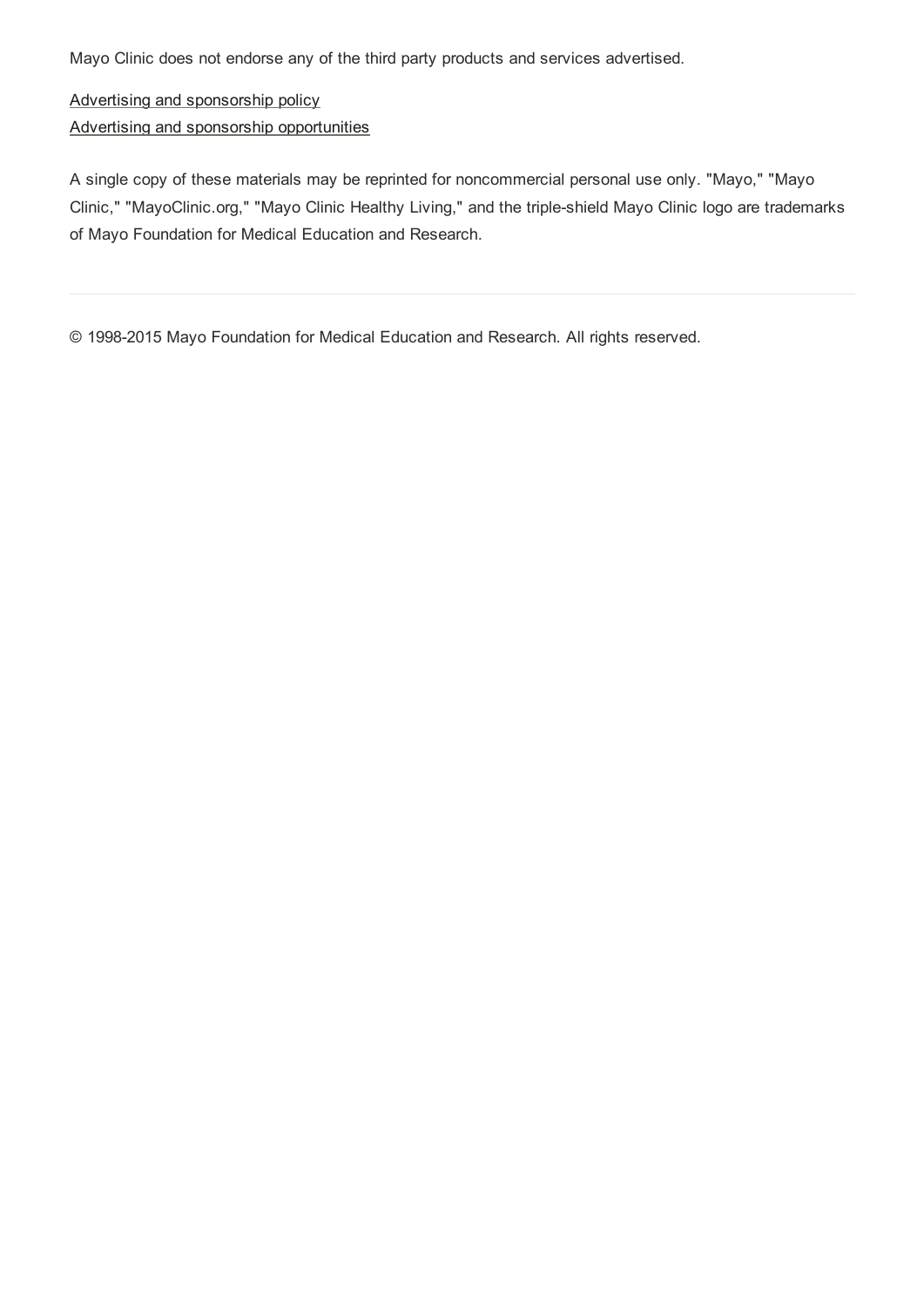Mayo Clinic does not endorse any of the third party products and services advertised.

Advertising and sponsorship policy
Advertising and sponsorship opportunities

A single copy of these materials may be reprinted for noncommercial personal use only. "Mayo," "Mayo Clinic," "MayoClinic.org," "Mayo Clinic Healthy Living," and the triple-shield Mayo Clinic logo are trademarks of Mayo Foundation for Medical Education and Research.

---

© 1998-2015 Mayo Foundation for Medical Education and Research. All rights reserved.